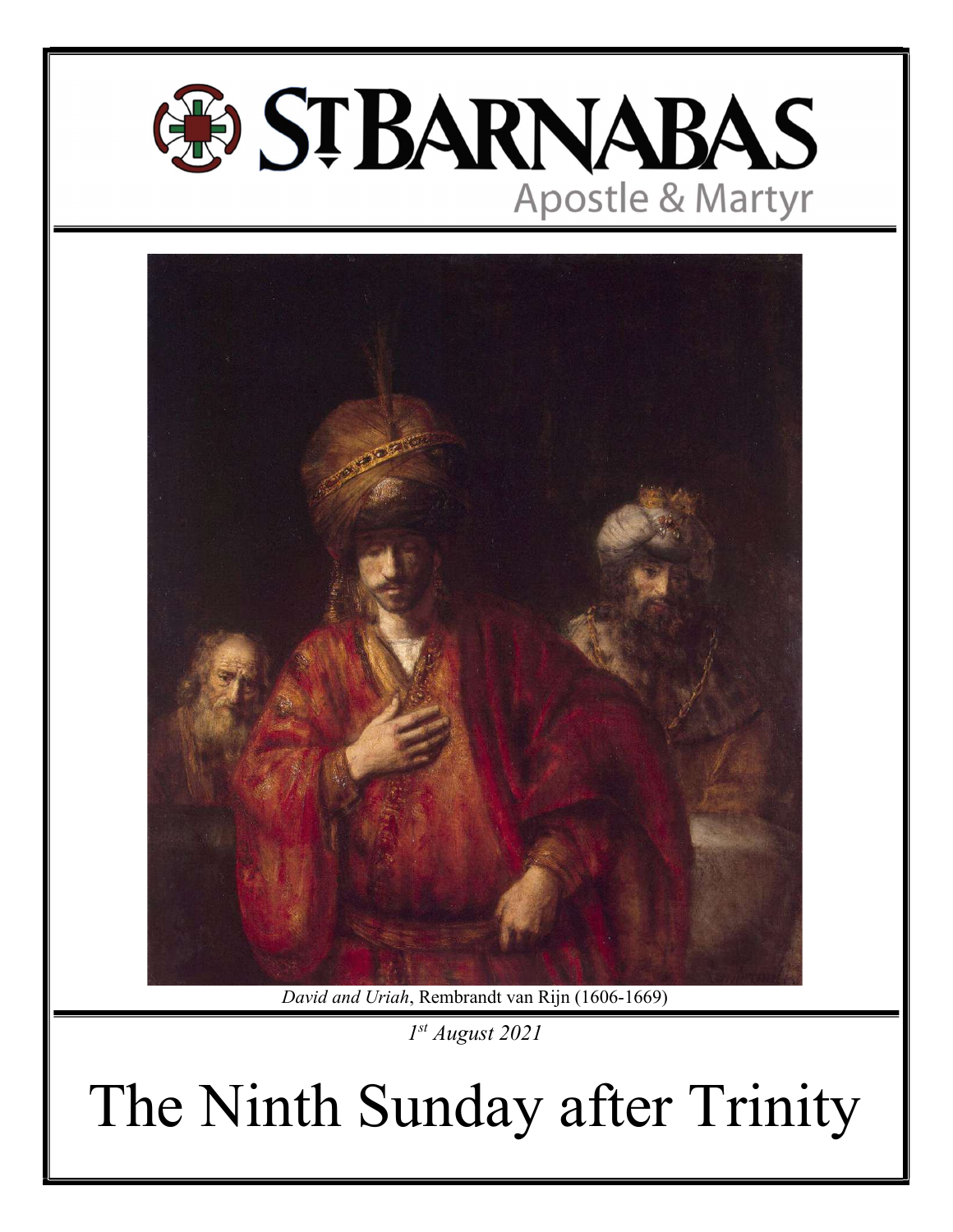# ST BARNABAS

Apostle & Martyr

*David and Uriah*, Rembrandt van Rijn (1606-1669)

*1st August 2021*

# The Ninth Sunday after Trinity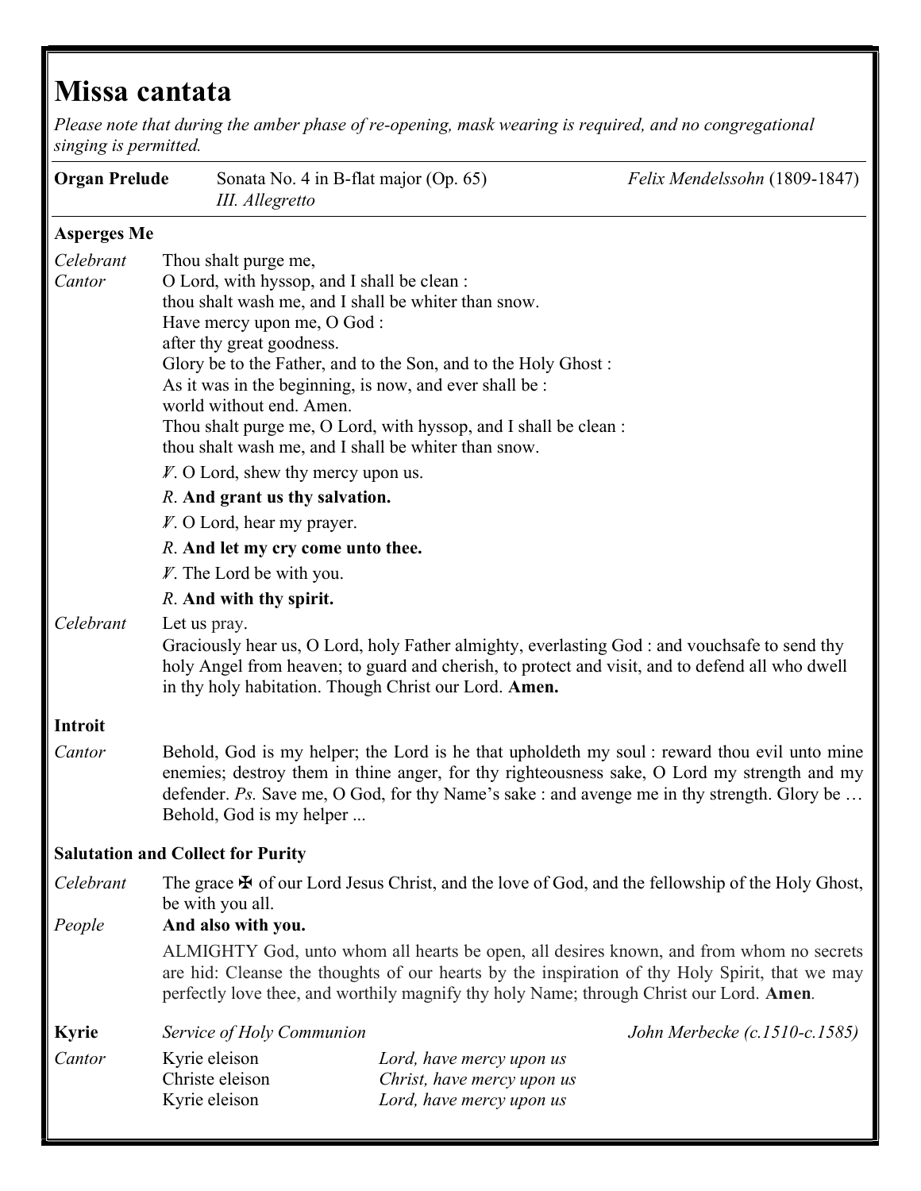# Missa cantata

*Please note that during the amber phase of re-opening, mask wearing is required, and no congregational singing is permitted.*

**Organ Prelude** Sonata No. 4 in B-flat major (Op. 65) *III. Allegretto* — *Felix Mendelssohn* (1809-1847)

**Asperges Me**

*Celebrant* Thou shalt purge me,
*Cantor* O Lord, with hyssop, and I shall be clean :
thou shalt wash me, and I shall be whiter than snow.
Have mercy upon me, O God :
after thy great goodness.
Glory be to the Father, and to the Son, and to the Holy Ghost :
As it was in the beginning, is now, and ever shall be :
world without end. Amen.
Thou shalt purge me, O Lord, with hyssop, and I shall be clean :
thou shalt wash me, and I shall be whiter than snow.

℣. O Lord, shew thy mercy upon us.

℟. **And grant us thy salvation.**

℣. O Lord, hear my prayer.

℟. **And let my cry come unto thee.**

℣. The Lord be with you.

℟. **And with thy spirit.**

*Celebrant* Let us pray.
Graciously hear us, O Lord, holy Father almighty, everlasting God : and vouchsafe to send thy holy Angel from heaven; to guard and cherish, to protect and visit, and to defend all who dwell in thy holy habitation. Though Christ our Lord. **Amen.**

**Introit**

*Cantor* Behold, God is my helper; the Lord is he that upholdeth my soul : reward thou evil unto mine enemies; destroy them in thine anger, for thy righteousness sake, O Lord my strength and my defender. *Ps.* Save me, O God, for thy Name's sake : and avenge me in thy strength. Glory be … Behold, God is my helper ...

**Salutation and Collect for Purity**

*Celebrant* The grace ✠ of our Lord Jesus Christ, and the love of God, and the fellowship of the Holy Ghost, be with you all.

*People* **And also with you.**

ALMIGHTY God, unto whom all hearts be open, all desires known, and from whom no secrets are hid: Cleanse the thoughts of our hearts by the inspiration of thy Holy Spirit, that we may perfectly love thee, and worthily magnify thy holy Name; through Christ our Lord. **Amen**.

**Kyrie** *Service of Holy Communion* — *John Merbecke (c.1510-c.1585)*

*Cantor*

Kyrie eleison — *Lord, have mercy upon us*
Christe eleison — *Christ, have mercy upon us*
Kyrie eleison — *Lord, have mercy upon us*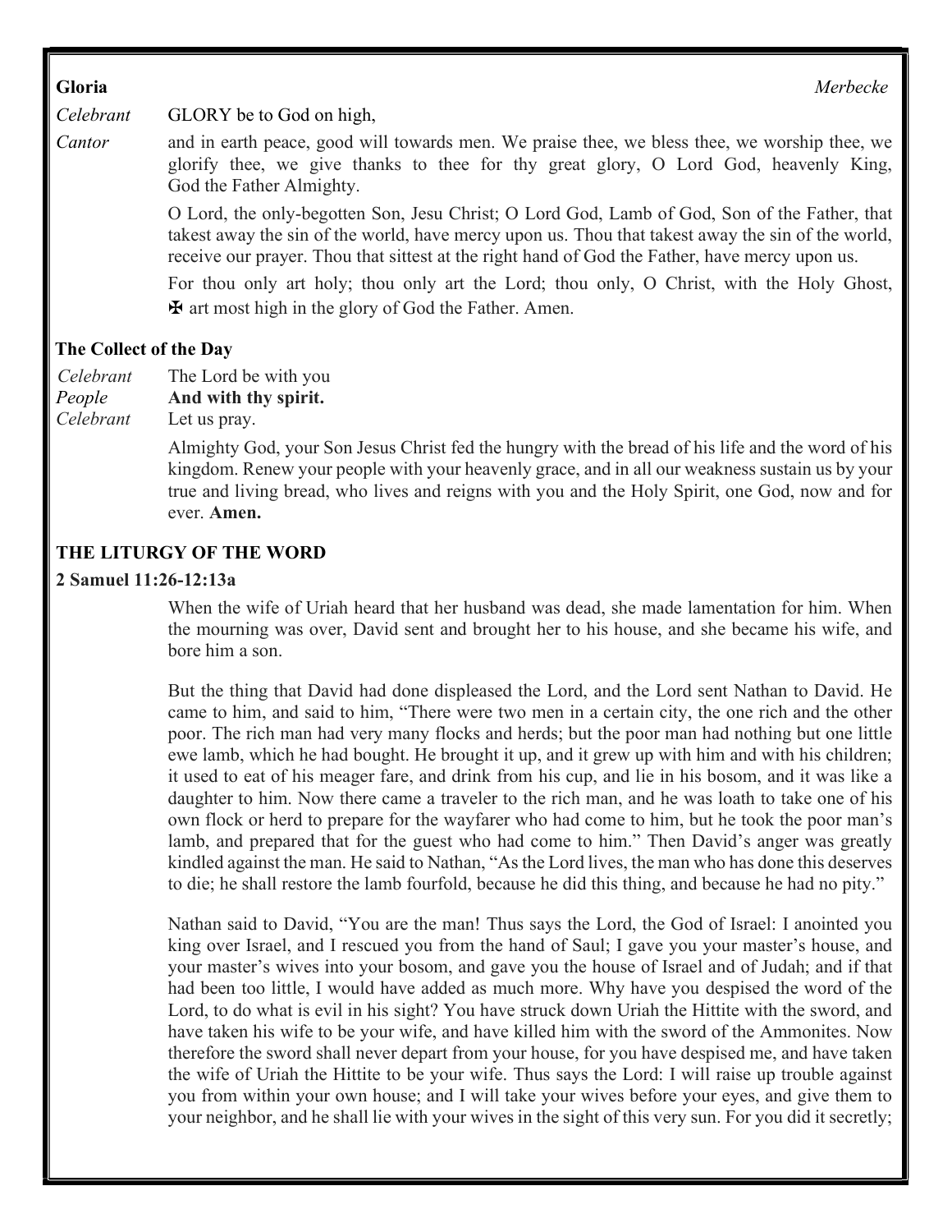**Gloria** *Merbecke*

*Celebrant* GLORY be to God on high,

*Cantor* and in earth peace, good will towards men. We praise thee, we bless thee, we worship thee, we glorify thee, we give thanks to thee for thy great glory, O Lord God, heavenly King, God the Father Almighty.

O Lord, the only-begotten Son, Jesu Christ; O Lord God, Lamb of God, Son of the Father, that takest away the sin of the world, have mercy upon us. Thou that takest away the sin of the world, receive our prayer. Thou that sittest at the right hand of God the Father, have mercy upon us.

For thou only art holy; thou only art the Lord; thou only, O Christ, with the Holy Ghost, ✠ art most high in the glory of God the Father. Amen.

**The Collect of the Day**

*Celebrant* The Lord be with you
*People* **And with thy spirit.**
*Celebrant* Let us pray.

Almighty God, your Son Jesus Christ fed the hungry with the bread of his life and the word of his kingdom. Renew your people with your heavenly grace, and in all our weakness sustain us by your true and living bread, who lives and reigns with you and the Holy Spirit, one God, now and for ever. **Amen.**

**THE LITURGY OF THE WORD**

**2 Samuel 11:26-12:13a**

When the wife of Uriah heard that her husband was dead, she made lamentation for him. When the mourning was over, David sent and brought her to his house, and she became his wife, and bore him a son.

But the thing that David had done displeased the Lord, and the Lord sent Nathan to David. He came to him, and said to him, "There were two men in a certain city, the one rich and the other poor. The rich man had very many flocks and herds; but the poor man had nothing but one little ewe lamb, which he had bought. He brought it up, and it grew up with him and with his children; it used to eat of his meager fare, and drink from his cup, and lie in his bosom, and it was like a daughter to him. Now there came a traveler to the rich man, and he was loath to take one of his own flock or herd to prepare for the wayfarer who had come to him, but he took the poor man's lamb, and prepared that for the guest who had come to him." Then David's anger was greatly kindled against the man. He said to Nathan, "As the Lord lives, the man who has done this deserves to die; he shall restore the lamb fourfold, because he did this thing, and because he had no pity."

Nathan said to David, "You are the man! Thus says the Lord, the God of Israel: I anointed you king over Israel, and I rescued you from the hand of Saul; I gave you your master's house, and your master's wives into your bosom, and gave you the house of Israel and of Judah; and if that had been too little, I would have added as much more. Why have you despised the word of the Lord, to do what is evil in his sight? You have struck down Uriah the Hittite with the sword, and have taken his wife to be your wife, and have killed him with the sword of the Ammonites. Now therefore the sword shall never depart from your house, for you have despised me, and have taken the wife of Uriah the Hittite to be your wife. Thus says the Lord: I will raise up trouble against you from within your own house; and I will take your wives before your eyes, and give them to your neighbor, and he shall lie with your wives in the sight of this very sun. For you did it secretly;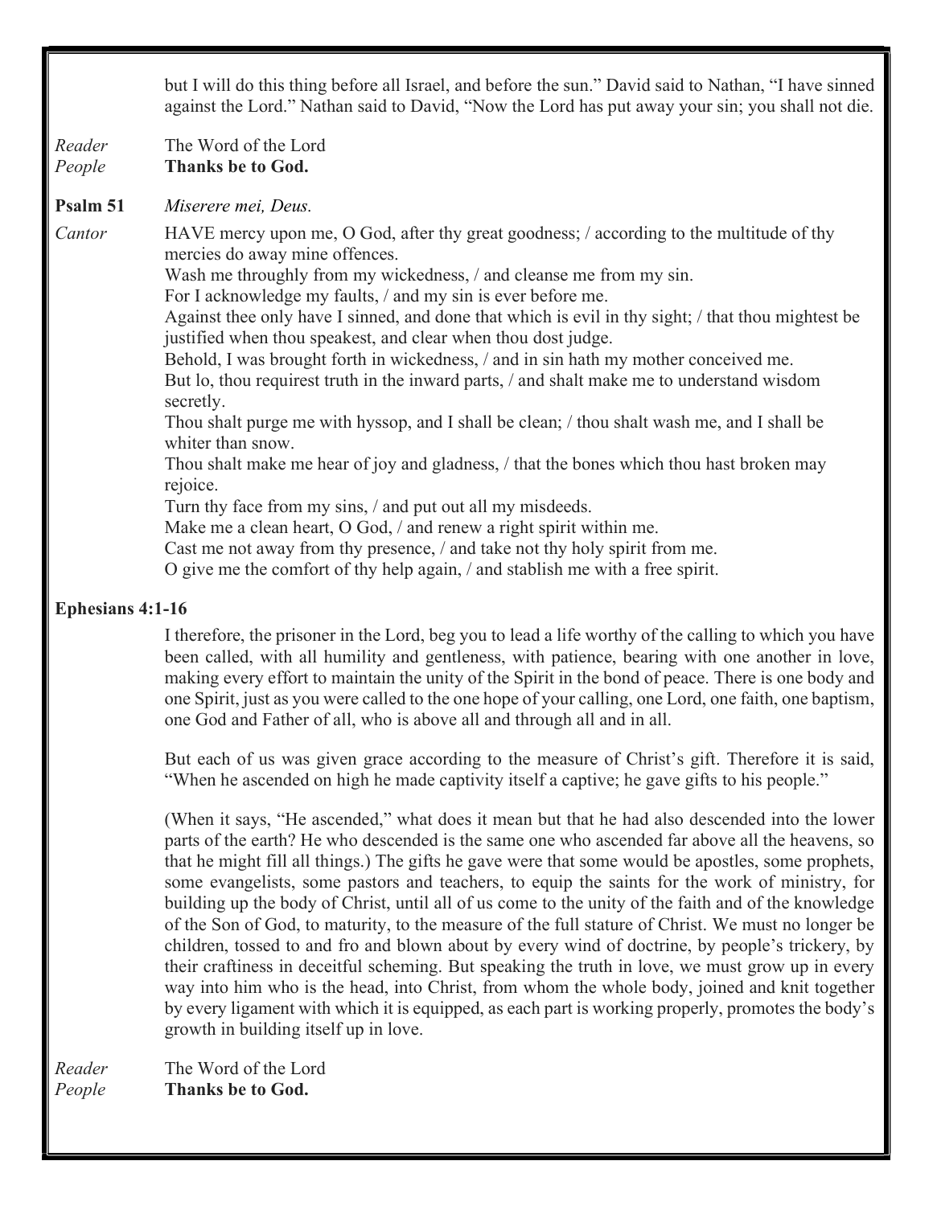but I will do this thing before all Israel, and before the sun." David said to Nathan, "I have sinned against the Lord." Nathan said to David, "Now the Lord has put away your sin; you shall not die.

*Reader* The Word of the Lord
*People* **Thanks be to God.**

**Psalm 51** *Miserere mei, Deus.*

*Cantor* HAVE mercy upon me, O God, after thy great goodness; / according to the multitude of thy mercies do away mine offences.
Wash me throughly from my wickedness, / and cleanse me from my sin.
For I acknowledge my faults, / and my sin is ever before me.
Against thee only have I sinned, and done that which is evil in thy sight; / that thou mightest be justified when thou speakest, and clear when thou dost judge.
Behold, I was brought forth in wickedness, / and in sin hath my mother conceived me.
But lo, thou requirest truth in the inward parts, / and shalt make me to understand wisdom secretly.
Thou shalt purge me with hyssop, and I shall be clean; / thou shalt wash me, and I shall be whiter than snow.
Thou shalt make me hear of joy and gladness, / that the bones which thou hast broken may rejoice.
Turn thy face from my sins, / and put out all my misdeeds.
Make me a clean heart, O God, / and renew a right spirit within me.
Cast me not away from thy presence, / and take not thy holy spirit from me.
O give me the comfort of thy help again, / and stablish me with a free spirit.

**Ephesians 4:1-16**

I therefore, the prisoner in the Lord, beg you to lead a life worthy of the calling to which you have been called, with all humility and gentleness, with patience, bearing with one another in love, making every effort to maintain the unity of the Spirit in the bond of peace. There is one body and one Spirit, just as you were called to the one hope of your calling, one Lord, one faith, one baptism, one God and Father of all, who is above all and through all and in all.

But each of us was given grace according to the measure of Christ's gift. Therefore it is said, "When he ascended on high he made captivity itself a captive; he gave gifts to his people."

(When it says, "He ascended," what does it mean but that he had also descended into the lower parts of the earth? He who descended is the same one who ascended far above all the heavens, so that he might fill all things.) The gifts he gave were that some would be apostles, some prophets, some evangelists, some pastors and teachers, to equip the saints for the work of ministry, for building up the body of Christ, until all of us come to the unity of the faith and of the knowledge of the Son of God, to maturity, to the measure of the full stature of Christ. We must no longer be children, tossed to and fro and blown about by every wind of doctrine, by people's trickery, by their craftiness in deceitful scheming. But speaking the truth in love, we must grow up in every way into him who is the head, into Christ, from whom the whole body, joined and knit together by every ligament with which it is equipped, as each part is working properly, promotes the body's growth in building itself up in love.

*Reader* The Word of the Lord
*People* **Thanks be to God.**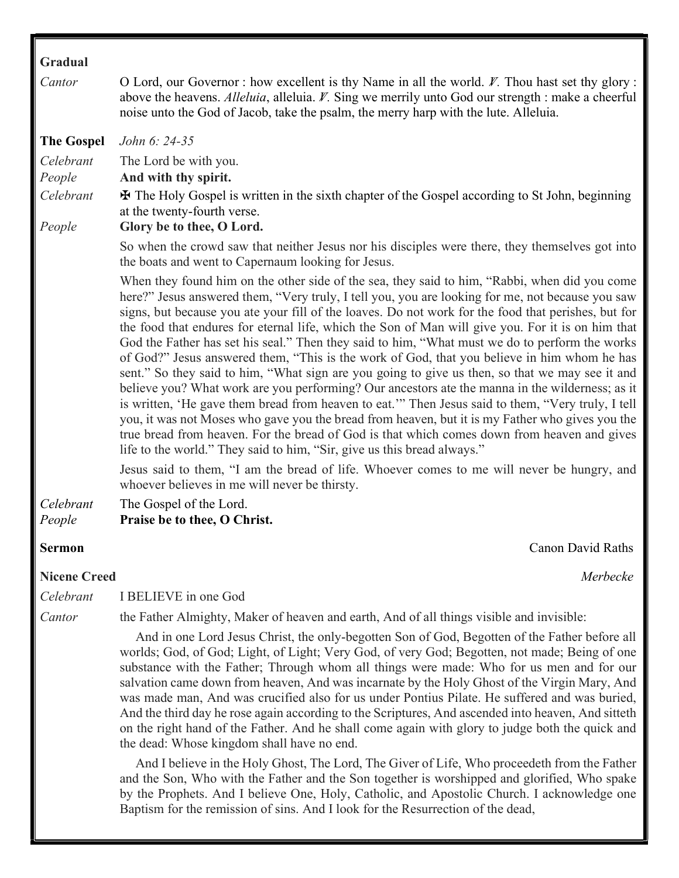**Gradual**

*Cantor* O Lord, our Governor : how excellent is thy Name in all the world. ℣. Thou hast set thy glory : above the heavens. *Alleluia*, alleluia. ℣. Sing we merrily unto God our strength : make a cheerful noise unto the God of Jacob, take the psalm, the merry harp with the lute. Alleluia.

**The Gospel** *John 6: 24-35*

*Celebrant* The Lord be with you.
*People* **And with thy spirit.**
*Celebrant* ✠ The Holy Gospel is written in the sixth chapter of the Gospel according to St John, beginning at the twenty-fourth verse.
*People* **Glory be to thee, O Lord.**

So when the crowd saw that neither Jesus nor his disciples were there, they themselves got into the boats and went to Capernaum looking for Jesus.

When they found him on the other side of the sea, they said to him, "Rabbi, when did you come here?" Jesus answered them, "Very truly, I tell you, you are looking for me, not because you saw signs, but because you ate your fill of the loaves. Do not work for the food that perishes, but for the food that endures for eternal life, which the Son of Man will give you. For it is on him that God the Father has set his seal." Then they said to him, "What must we do to perform the works of God?" Jesus answered them, "This is the work of God, that you believe in him whom he has sent." So they said to him, "What sign are you going to give us then, so that we may see it and believe you? What work are you performing? Our ancestors ate the manna in the wilderness; as it is written, 'He gave them bread from heaven to eat.'" Then Jesus said to them, "Very truly, I tell you, it was not Moses who gave you the bread from heaven, but it is my Father who gives you the true bread from heaven. For the bread of God is that which comes down from heaven and gives life to the world." They said to him, "Sir, give us this bread always."

Jesus said to them, "I am the bread of life. Whoever comes to me will never be hungry, and whoever believes in me will never be thirsty.

*Celebrant* The Gospel of the Lord.
*People* **Praise be to thee, O Christ.**

**Sermon** Canon David Raths

**Nicene Creed** *Merbecke*

*Celebrant* I BELIEVE in one God

*Cantor* the Father Almighty, Maker of heaven and earth, And of all things visible and invisible:

And in one Lord Jesus Christ, the only-begotten Son of God, Begotten of the Father before all worlds; God, of God; Light, of Light; Very God, of very God; Begotten, not made; Being of one substance with the Father; Through whom all things were made: Who for us men and for our salvation came down from heaven, And was incarnate by the Holy Ghost of the Virgin Mary, And was made man, And was crucified also for us under Pontius Pilate. He suffered and was buried, And the third day he rose again according to the Scriptures, And ascended into heaven, And sitteth on the right hand of the Father. And he shall come again with glory to judge both the quick and the dead: Whose kingdom shall have no end.

And I believe in the Holy Ghost, The Lord, The Giver of Life, Who proceedeth from the Father and the Son, Who with the Father and the Son together is worshipped and glorified, Who spake by the Prophets. And I believe One, Holy, Catholic, and Apostolic Church. I acknowledge one Baptism for the remission of sins. And I look for the Resurrection of the dead,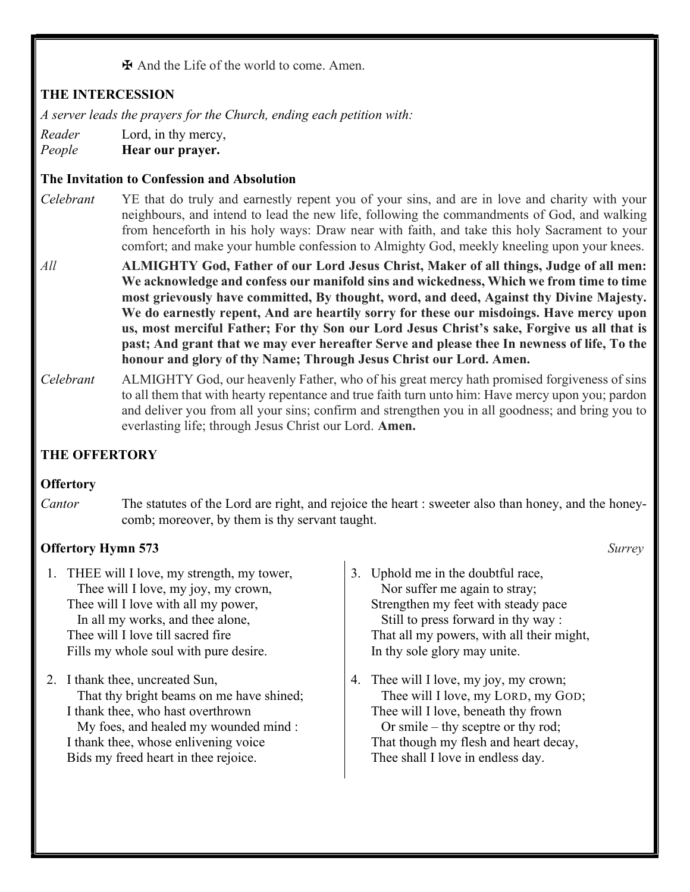✠ And the Life of the world to come. Amen.

## THE INTERCESSION

*A server leads the prayers for the Church, ending each petition with:*

*Reader* Lord, in thy mercy,
*People* **Hear our prayer.**

### The Invitation to Confession and Absolution

*Celebrant* YE that do truly and earnestly repent you of your sins, and are in love and charity with your neighbours, and intend to lead the new life, following the commandments of God, and walking from henceforth in his holy ways: Draw near with faith, and take this holy Sacrament to your comfort; and make your humble confession to Almighty God, meekly kneeling upon your knees.

*All* **ALMIGHTY God, Father of our Lord Jesus Christ, Maker of all things, Judge of all men: We acknowledge and confess our manifold sins and wickedness, Which we from time to time most grievously have committed, By thought, word, and deed, Against thy Divine Majesty. We do earnestly repent, And are heartily sorry for these our misdoings. Have mercy upon us, most merciful Father; For thy Son our Lord Jesus Christ's sake, Forgive us all that is past; And grant that we may ever hereafter Serve and please thee In newness of life, To the honour and glory of thy Name; Through Jesus Christ our Lord. Amen.**

*Celebrant* ALMIGHTY God, our heavenly Father, who of his great mercy hath promised forgiveness of sins to all them that with hearty repentance and true faith turn unto him: Have mercy upon you; pardon and deliver you from all your sins; confirm and strengthen you in all goodness; and bring you to everlasting life; through Jesus Christ our Lord. **Amen.**

## THE OFFERTORY

### Offertory

*Cantor* The statutes of the Lord are right, and rejoice the heart : sweeter also than honey, and the honey-comb; moreover, by them is thy servant taught.

### Offertory Hymn 573 *Surrey*

1. THEE will I love, my strength, my tower,
   Thee will I love, my joy, my crown,
   Thee will I love with all my power,
   In all my works, and thee alone,
   Thee will I love till sacred fire
   Fills my whole soul with pure desire.

2. I thank thee, uncreated Sun,
   That thy bright beams on me have shined;
   I thank thee, who hast overthrown
   My foes, and healed my wounded mind :
   I thank thee, whose enlivening voice
   Bids my freed heart in thee rejoice.

3. Uphold me in the doubtful race,
   Nor suffer me again to stray;
   Strengthen my feet with steady pace
   Still to press forward in thy way :
   That all my powers, with all their might,
   In thy sole glory may unite.

4. Thee will I love, my joy, my crown;
   Thee will I love, my LORD, my GOD;
   Thee will I love, beneath thy frown
   Or smile – thy sceptre or thy rod;
   That though my flesh and heart decay,
   Thee shall I love in endless day.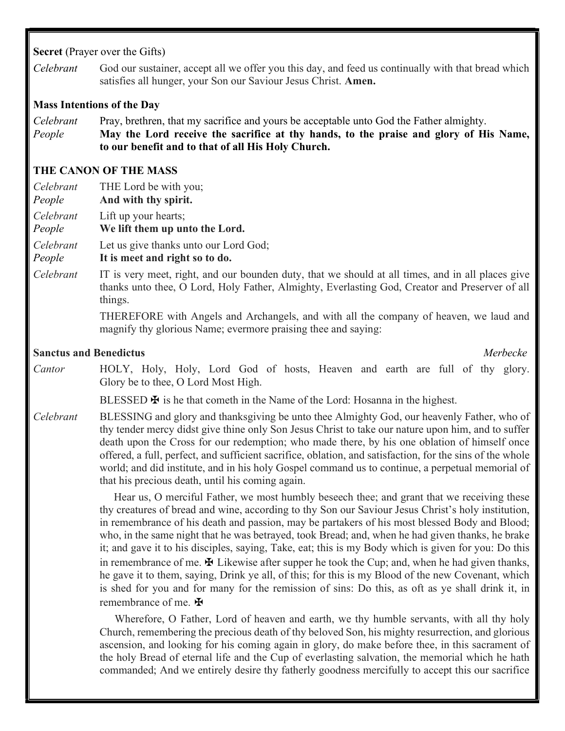**Secret** (Prayer over the Gifts)

*Celebrant* God our sustainer, accept all we offer you this day, and feed us continually with that bread which satisfies all hunger, your Son our Saviour Jesus Christ. **Amen.**

**Mass Intentions of the Day**

*Celebrant* Pray, brethren, that my sacrifice and yours be acceptable unto God the Father almighty.

*People* **May the Lord receive the sacrifice at thy hands, to the praise and glory of His Name, to our benefit and to that of all His Holy Church.**

## THE CANON OF THE MASS

*Celebrant* THE Lord be with you;

*People* **And with thy spirit.**

*Celebrant* Lift up your hearts;

*People* **We lift them up unto the Lord.**

*Celebrant* Let us give thanks unto our Lord God;

*People* **It is meet and right so to do.**

*Celebrant* IT is very meet, right, and our bounden duty, that we should at all times, and in all places give thanks unto thee, O Lord, Holy Father, Almighty, Everlasting God, Creator and Preserver of all things.

THEREFORE with Angels and Archangels, and with all the company of heaven, we laud and magnify thy glorious Name; evermore praising thee and saying:

**Sanctus and Benedictus** *Merbecke*

*Cantor* HOLY, Holy, Holy, Lord God of hosts, Heaven and earth are full of thy glory. Glory be to thee, O Lord Most High.

BLESSED ✠ is he that cometh in the Name of the Lord: Hosanna in the highest.

*Celebrant* BLESSING and glory and thanksgiving be unto thee Almighty God, our heavenly Father, who of thy tender mercy didst give thine only Son Jesus Christ to take our nature upon him, and to suffer death upon the Cross for our redemption; who made there, by his one oblation of himself once offered, a full, perfect, and sufficient sacrifice, oblation, and satisfaction, for the sins of the whole world; and did institute, and in his holy Gospel command us to continue, a perpetual memorial of that his precious death, until his coming again.

Hear us, O merciful Father, we most humbly beseech thee; and grant that we receiving these thy creatures of bread and wine, according to thy Son our Saviour Jesus Christ's holy institution, in remembrance of his death and passion, may be partakers of his most blessed Body and Blood; who, in the same night that he was betrayed, took Bread; and, when he had given thanks, he brake it; and gave it to his disciples, saying, Take, eat; this is my Body which is given for you: Do this in remembrance of me. ✠ Likewise after supper he took the Cup; and, when he had given thanks, he gave it to them, saying, Drink ye all, of this; for this is my Blood of the new Covenant, which is shed for you and for many for the remission of sins: Do this, as oft as ye shall drink it, in remembrance of me. ✠

Wherefore, O Father, Lord of heaven and earth, we thy humble servants, with all thy holy Church, remembering the precious death of thy beloved Son, his mighty resurrection, and glorious ascension, and looking for his coming again in glory, do make before thee, in this sacrament of the holy Bread of eternal life and the Cup of everlasting salvation, the memorial which he hath commanded; And we entirely desire thy fatherly goodness mercifully to accept this our sacrifice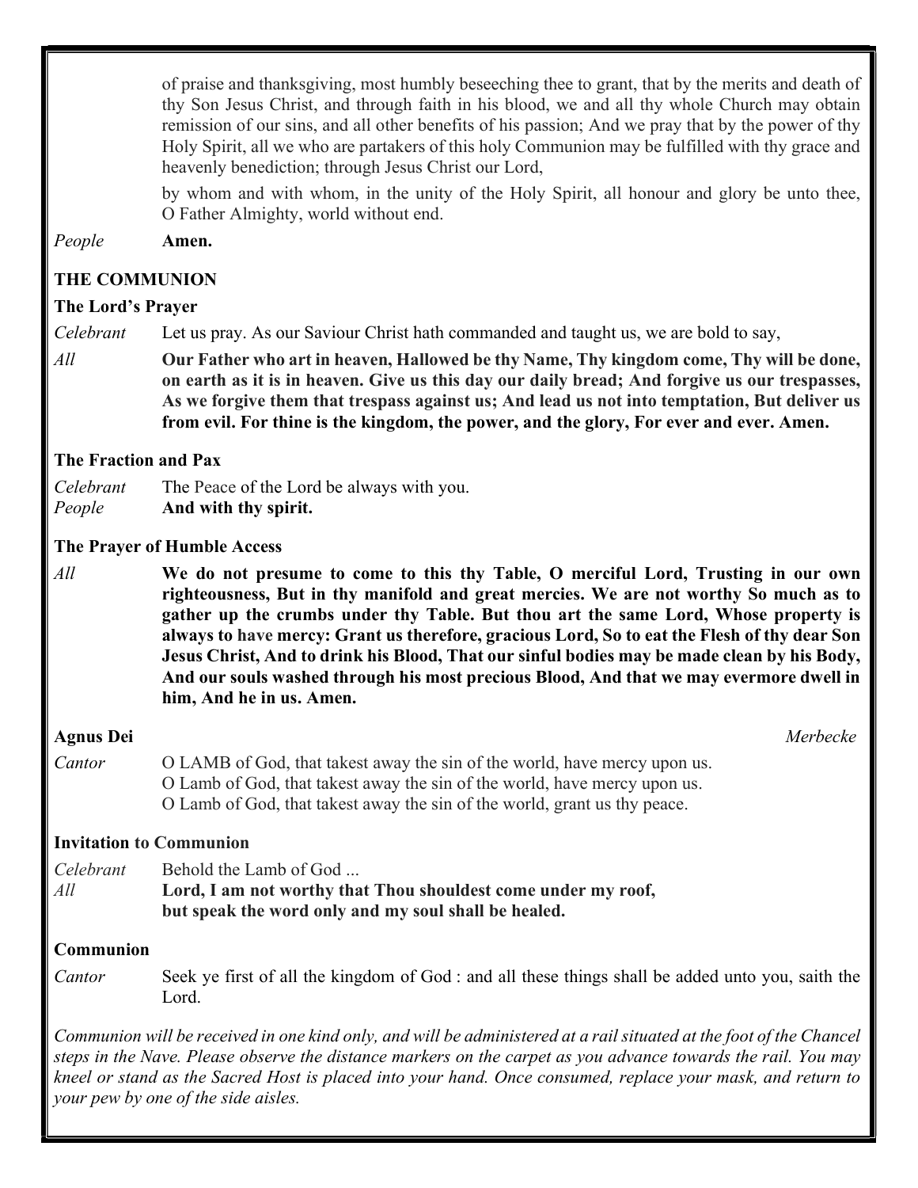of praise and thanksgiving, most humbly beseeching thee to grant, that by the merits and death of thy Son Jesus Christ, and through faith in his blood, we and all thy whole Church may obtain remission of our sins, and all other benefits of his passion; And we pray that by the power of thy Holy Spirit, all we who are partakers of this holy Communion may be fulfilled with thy grace and heavenly benediction; through Jesus Christ our Lord,

by whom and with whom, in the unity of the Holy Spirit, all honour and glory be unto thee, O Father Almighty, world without end.

*People* **Amen.**

## THE COMMUNION

### The Lord's Prayer

*Celebrant* Let us pray. As our Saviour Christ hath commanded and taught us, we are bold to say,

*All* **Our Father who art in heaven, Hallowed be thy Name, Thy kingdom come, Thy will be done, on earth as it is in heaven. Give us this day our daily bread; And forgive us our trespasses, As we forgive them that trespass against us; And lead us not into temptation, But deliver us from evil. For thine is the kingdom, the power, and the glory, For ever and ever. Amen.**

### The Fraction and Pax

*Celebrant* The Peace of the Lord be always with you.
*People* **And with thy spirit.**

### The Prayer of Humble Access

*All* **We do not presume to come to this thy Table, O merciful Lord, Trusting in our own righteousness, But in thy manifold and great mercies. We are not worthy So much as to gather up the crumbs under thy Table. But thou art the same Lord, Whose property is always to have mercy: Grant us therefore, gracious Lord, So to eat the Flesh of thy dear Son Jesus Christ, And to drink his Blood, That our sinful bodies may be made clean by his Body, And our souls washed through his most precious Blood, And that we may evermore dwell in him, And he in us. Amen.**

### Agnus Dei *Merbecke*

*Cantor* O LAMB of God, that takest away the sin of the world, have mercy upon us.
O Lamb of God, that takest away the sin of the world, have mercy upon us.
O Lamb of God, that takest away the sin of the world, grant us thy peace.

### Invitation to Communion

*Celebrant* Behold the Lamb of God ...
*All* **Lord, I am not worthy that Thou shouldest come under my roof, but speak the word only and my soul shall be healed.**

### Communion

*Cantor* Seek ye first of all the kingdom of God : and all these things shall be added unto you, saith the Lord.

*Communion will be received in one kind only, and will be administered at a rail situated at the foot of the Chancel steps in the Nave. Please observe the distance markers on the carpet as you advance towards the rail. You may kneel or stand as the Sacred Host is placed into your hand. Once consumed, replace your mask, and return to your pew by one of the side aisles.*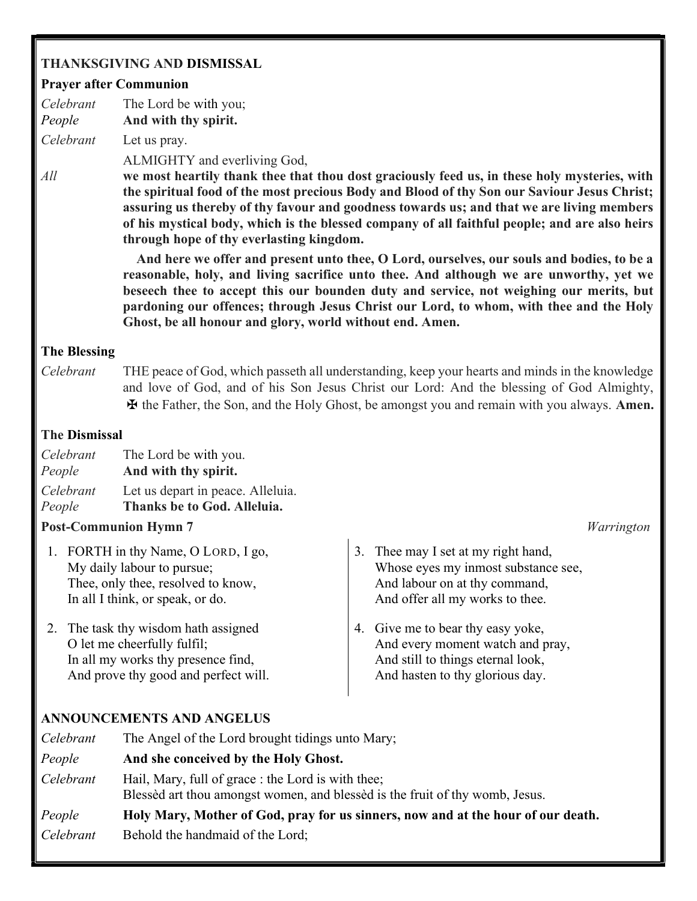## THANKSGIVING AND DISMISSAL

### Prayer after Communion

*Celebrant* The Lord be with you;
*People* **And with thy spirit.**

*Celebrant* Let us pray.

ALMIGHTY and everliving God,

*All* **we most heartily thank thee that thou dost graciously feed us, in these holy mysteries, with the spiritual food of the most precious Body and Blood of thy Son our Saviour Jesus Christ; assuring us thereby of thy favour and goodness towards us; and that we are living members of his mystical body, which is the blessed company of all faithful people; and are also heirs through hope of thy everlasting kingdom.**

**And here we offer and present unto thee, O Lord, ourselves, our souls and bodies, to be a reasonable, holy, and living sacrifice unto thee. And although we are unworthy, yet we beseech thee to accept this our bounden duty and service, not weighing our merits, but pardoning our offences; through Jesus Christ our Lord, to whom, with thee and the Holy Ghost, be all honour and glory, world without end. Amen.**

### The Blessing

*Celebrant* THE peace of God, which passeth all understanding, keep your hearts and minds in the knowledge and love of God, and of his Son Jesus Christ our Lord: And the blessing of God Almighty, ✠ the Father, the Son, and the Holy Ghost, be amongst you and remain with you always. **Amen.**

### The Dismissal

*Celebrant* The Lord be with you.
*People* **And with thy spirit.**

*Celebrant* Let us depart in peace. Alleluia.
*People* **Thanks be to God. Alleluia.**

### Post-Communion Hymn 7 — *Warrington*

1. FORTH in thy Name, O LORD, I go,
My daily labour to pursue;
Thee, only thee, resolved to know,
In all I think, or speak, or do.

2. The task thy wisdom hath assigned
O let me cheerfully fulfil;
In all my works thy presence find,
And prove thy good and perfect will.

3. Thee may I set at my right hand,
Whose eyes my inmost substance see,
And labour on at thy command,
And offer all my works to thee.

4. Give me to bear thy easy yoke,
And every moment watch and pray,
And still to things eternal look,
And hasten to thy glorious day.

## ANNOUNCEMENTS AND ANGELUS

*Celebrant* The Angel of the Lord brought tidings unto Mary;

*People* **And she conceived by the Holy Ghost.**

*Celebrant* Hail, Mary, full of grace : the Lord is with thee;
Blessèd art thou amongst women, and blessèd is the fruit of thy womb, Jesus.

*People* **Holy Mary, Mother of God, pray for us sinners, now and at the hour of our death.**

*Celebrant* Behold the handmaid of the Lord;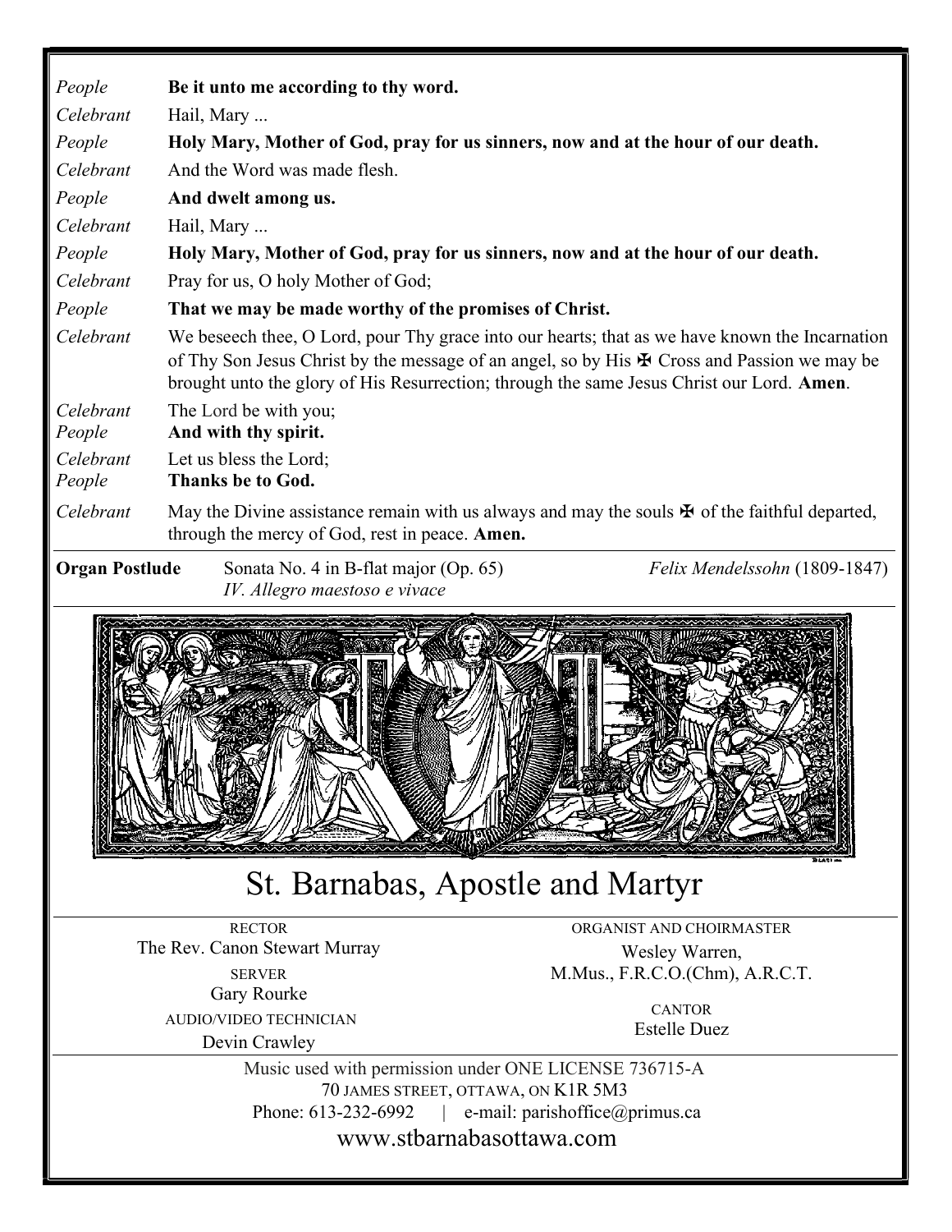*People* **Be it unto me according to thy word.**

*Celebrant* Hail, Mary ...

*People* **Holy Mary, Mother of God, pray for us sinners, now and at the hour of our death.**

*Celebrant* And the Word was made flesh.

*People* **And dwelt among us.**

*Celebrant* Hail, Mary ...

*People* **Holy Mary, Mother of God, pray for us sinners, now and at the hour of our death.**

*Celebrant* Pray for us, O holy Mother of God;

*People* **That we may be made worthy of the promises of Christ.**

*Celebrant* We beseech thee, O Lord, pour Thy grace into our hearts; that as we have known the Incarnation of Thy Son Jesus Christ by the message of an angel, so by His ✠ Cross and Passion we may be brought unto the glory of His Resurrection; through the same Jesus Christ our Lord. **Amen**.

*Celebrant* The Lord be with you;
*People* **And with thy spirit.**

*Celebrant* Let us bless the Lord;
*People* **Thanks be to God.**

*Celebrant* May the Divine assistance remain with us always and may the souls ✠ of the faithful departed, through the mercy of God, rest in peace. **Amen.**

---

**Organ Postlude** Sonata No. 4 in B-flat major (Op. 65) *Felix Mendelssohn* (1809-1847)
*IV. Allegro maestoso e vivace*

---

# St. Barnabas, Apostle and Martyr

RECTOR
The Rev. Canon Stewart Murray

SERVER
Gary Rourke

AUDIO/VIDEO TECHNICIAN
Devin Crawley

ORGANIST AND CHOIRMASTER
Wesley Warren,
M.Mus., F.R.C.O.(Chm), A.R.C.T.

CANTOR
Estelle Duez

---

Music used with permission under ONE LICENSE 736715-A
70 JAMES STREET, OTTAWA, ON K1R 5M3
Phone: 613-232-6992 | e-mail: parishoffice@primus.ca
www.stbarnabasottawa.com